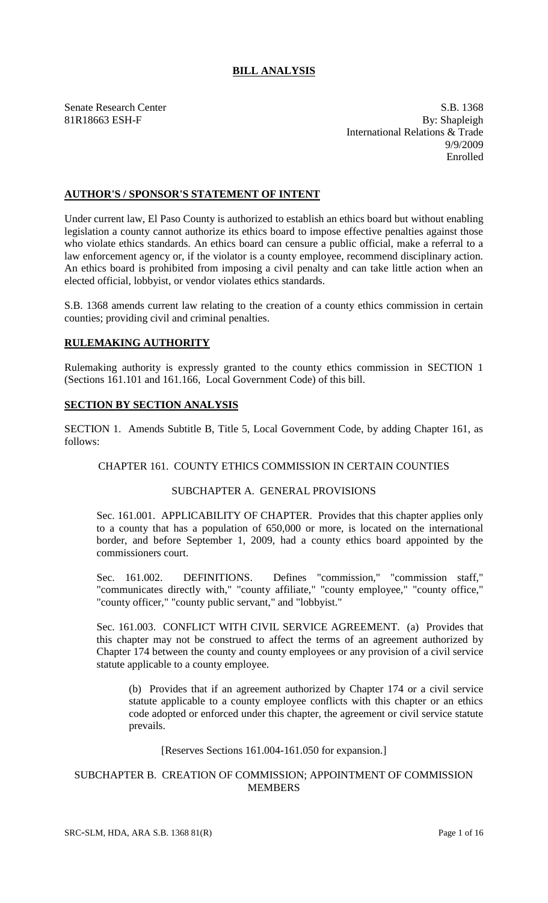# BILL ANALYSIS

Senate Research Center
81R18663 ESH-F

S.B. 1368
By: Shapleigh
International Relations & Trade
9/9/2009
Enrolled

## AUTHOR'S / SPONSOR'S STATEMENT OF INTENT

Under current law, El Paso County is authorized to establish an ethics board but without enabling legislation a county cannot authorize its ethics board to impose effective penalties against those who violate ethics standards. An ethics board can censure a public official, make a referral to a law enforcement agency or, if the violator is a county employee, recommend disciplinary action. An ethics board is prohibited from imposing a civil penalty and can take little action when an elected official, lobbyist, or vendor violates ethics standards.

S.B. 1368 amends current law relating to the creation of a county ethics commission in certain counties; providing civil and criminal penalties.

## RULEMAKING AUTHORITY

Rulemaking authority is expressly granted to the county ethics commission in SECTION 1 (Sections 161.101 and 161.166, Local Government Code) of this bill.

## SECTION BY SECTION ANALYSIS

SECTION 1. Amends Subtitle B, Title 5, Local Government Code, by adding Chapter 161, as follows:

CHAPTER 161. COUNTY ETHICS COMMISSION IN CERTAIN COUNTIES

SUBCHAPTER A. GENERAL PROVISIONS

Sec. 161.001. APPLICABILITY OF CHAPTER. Provides that this chapter applies only to a county that has a population of 650,000 or more, is located on the international border, and before September 1, 2009, had a county ethics board appointed by the commissioners court.

Sec. 161.002. DEFINITIONS. Defines "commission," "commission staff," "communicates directly with," "county affiliate," "county employee," "county office," "county officer," "county public servant," and "lobbyist."

Sec. 161.003. CONFLICT WITH CIVIL SERVICE AGREEMENT. (a) Provides that this chapter may not be construed to affect the terms of an agreement authorized by Chapter 174 between the county and county employees or any provision of a civil service statute applicable to a county employee.

(b) Provides that if an agreement authorized by Chapter 174 or a civil service statute applicable to a county employee conflicts with this chapter or an ethics code adopted or enforced under this chapter, the agreement or civil service statute prevails.

[Reserves Sections 161.004-161.050 for expansion.]

SUBCHAPTER B. CREATION OF COMMISSION; APPOINTMENT OF COMMISSION MEMBERS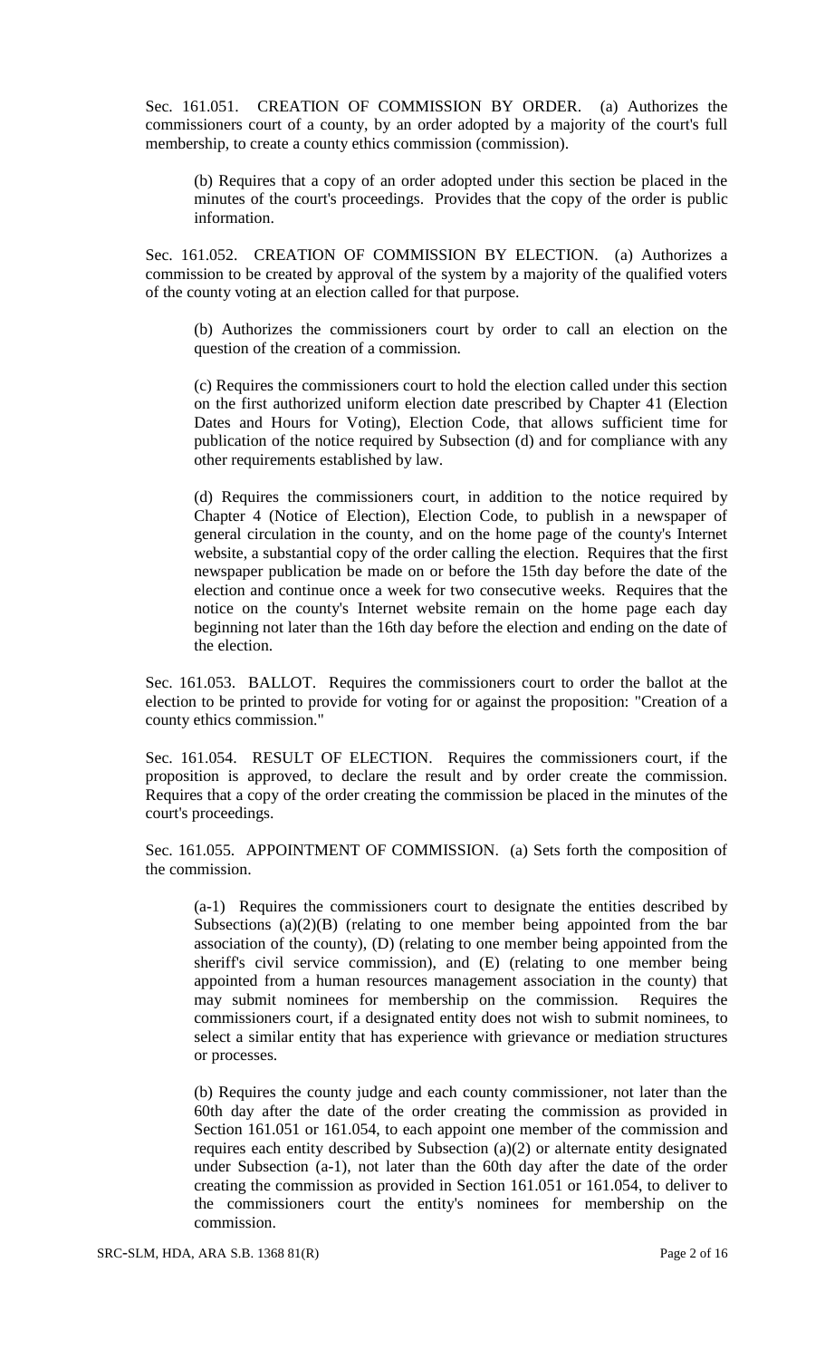Sec. 161.051. CREATION OF COMMISSION BY ORDER. (a) Authorizes the commissioners court of a county, by an order adopted by a majority of the court's full membership, to create a county ethics commission (commission).

(b) Requires that a copy of an order adopted under this section be placed in the minutes of the court's proceedings. Provides that the copy of the order is public information.

Sec. 161.052. CREATION OF COMMISSION BY ELECTION. (a) Authorizes a commission to be created by approval of the system by a majority of the qualified voters of the county voting at an election called for that purpose.

(b) Authorizes the commissioners court by order to call an election on the question of the creation of a commission.

(c) Requires the commissioners court to hold the election called under this section on the first authorized uniform election date prescribed by Chapter 41 (Election Dates and Hours for Voting), Election Code, that allows sufficient time for publication of the notice required by Subsection (d) and for compliance with any other requirements established by law.

(d) Requires the commissioners court, in addition to the notice required by Chapter 4 (Notice of Election), Election Code, to publish in a newspaper of general circulation in the county, and on the home page of the county's Internet website, a substantial copy of the order calling the election. Requires that the first newspaper publication be made on or before the 15th day before the date of the election and continue once a week for two consecutive weeks. Requires that the notice on the county's Internet website remain on the home page each day beginning not later than the 16th day before the election and ending on the date of the election.

Sec. 161.053. BALLOT. Requires the commissioners court to order the ballot at the election to be printed to provide for voting for or against the proposition: "Creation of a county ethics commission."

Sec. 161.054. RESULT OF ELECTION. Requires the commissioners court, if the proposition is approved, to declare the result and by order create the commission. Requires that a copy of the order creating the commission be placed in the minutes of the court's proceedings.

Sec. 161.055. APPOINTMENT OF COMMISSION. (a) Sets forth the composition of the commission.

(a-1) Requires the commissioners court to designate the entities described by Subsections (a)(2)(B) (relating to one member being appointed from the bar association of the county), (D) (relating to one member being appointed from the sheriff's civil service commission), and (E) (relating to one member being appointed from a human resources management association in the county) that may submit nominees for membership on the commission. Requires the commissioners court, if a designated entity does not wish to submit nominees, to select a similar entity that has experience with grievance or mediation structures or processes.

(b) Requires the county judge and each county commissioner, not later than the 60th day after the date of the order creating the commission as provided in Section 161.051 or 161.054, to each appoint one member of the commission and requires each entity described by Subsection (a)(2) or alternate entity designated under Subsection (a-1), not later than the 60th day after the date of the order creating the commission as provided in Section 161.051 or 161.054, to deliver to the commissioners court the entity's nominees for membership on the commission.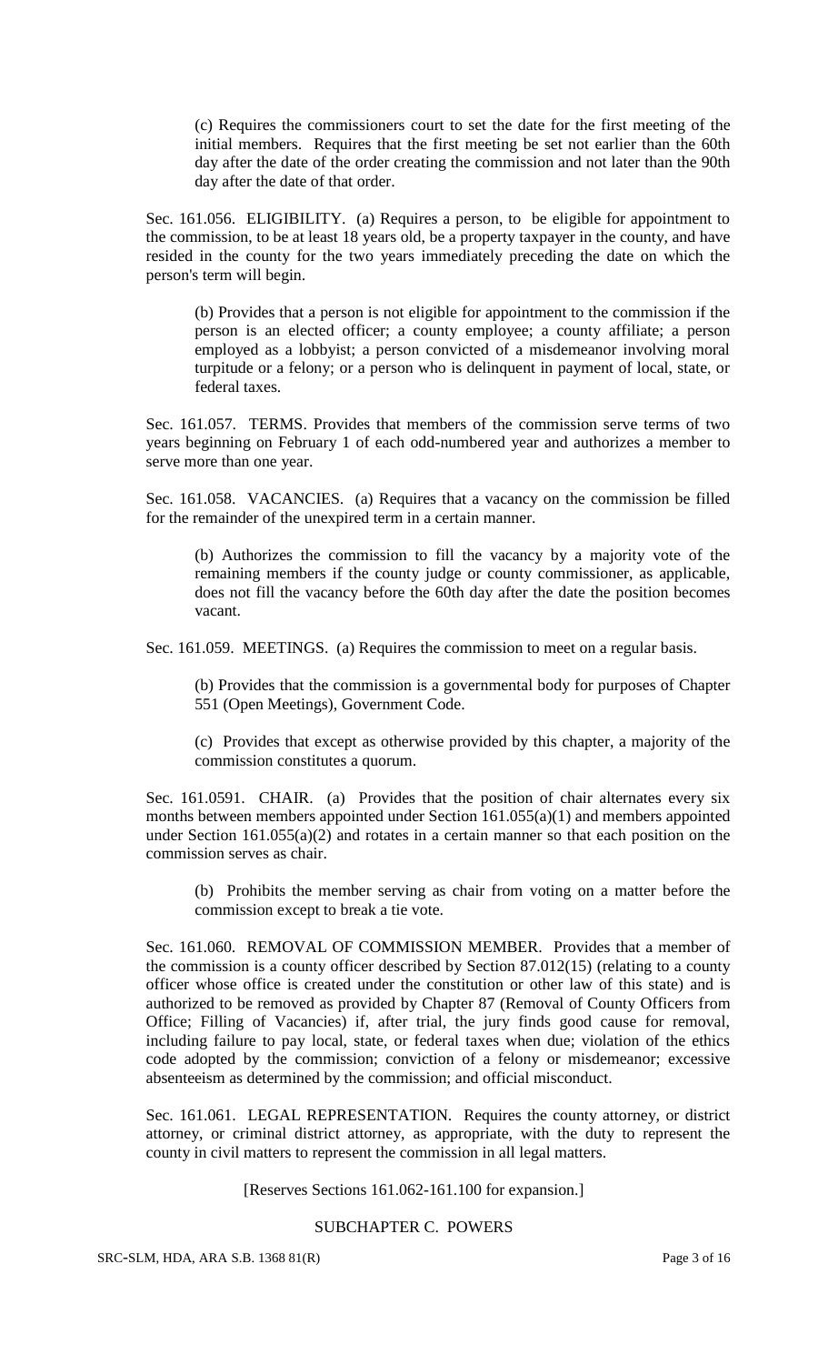(c) Requires the commissioners court to set the date for the first meeting of the initial members. Requires that the first meeting be set not earlier than the 60th day after the date of the order creating the commission and not later than the 90th day after the date of that order.

Sec. 161.056. ELIGIBILITY. (a) Requires a person, to be eligible for appointment to the commission, to be at least 18 years old, be a property taxpayer in the county, and have resided in the county for the two years immediately preceding the date on which the person's term will begin.

(b) Provides that a person is not eligible for appointment to the commission if the person is an elected officer; a county employee; a county affiliate; a person employed as a lobbyist; a person convicted of a misdemeanor involving moral turpitude or a felony; or a person who is delinquent in payment of local, state, or federal taxes.

Sec. 161.057. TERMS. Provides that members of the commission serve terms of two years beginning on February 1 of each odd-numbered year and authorizes a member to serve more than one year.

Sec. 161.058. VACANCIES. (a) Requires that a vacancy on the commission be filled for the remainder of the unexpired term in a certain manner.

(b) Authorizes the commission to fill the vacancy by a majority vote of the remaining members if the county judge or county commissioner, as applicable, does not fill the vacancy before the 60th day after the date the position becomes vacant.

Sec. 161.059. MEETINGS. (a) Requires the commission to meet on a regular basis.

(b) Provides that the commission is a governmental body for purposes of Chapter 551 (Open Meetings), Government Code.

(c) Provides that except as otherwise provided by this chapter, a majority of the commission constitutes a quorum.

Sec. 161.0591. CHAIR. (a) Provides that the position of chair alternates every six months between members appointed under Section 161.055(a)(1) and members appointed under Section 161.055(a)(2) and rotates in a certain manner so that each position on the commission serves as chair.

(b) Prohibits the member serving as chair from voting on a matter before the commission except to break a tie vote.

Sec. 161.060. REMOVAL OF COMMISSION MEMBER. Provides that a member of the commission is a county officer described by Section 87.012(15) (relating to a county officer whose office is created under the constitution or other law of this state) and is authorized to be removed as provided by Chapter 87 (Removal of County Officers from Office; Filling of Vacancies) if, after trial, the jury finds good cause for removal, including failure to pay local, state, or federal taxes when due; violation of the ethics code adopted by the commission; conviction of a felony or misdemeanor; excessive absenteeism as determined by the commission; and official misconduct.

Sec. 161.061. LEGAL REPRESENTATION. Requires the county attorney, or district attorney, or criminal district attorney, as appropriate, with the duty to represent the county in civil matters to represent the commission in all legal matters.

[Reserves Sections 161.062-161.100 for expansion.]

SUBCHAPTER C. POWERS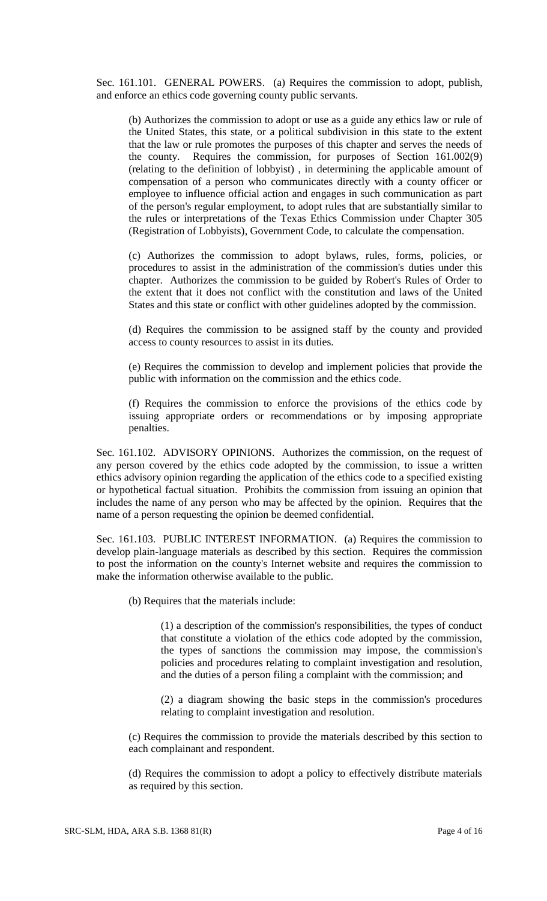Sec. 161.101. GENERAL POWERS. (a) Requires the commission to adopt, publish, and enforce an ethics code governing county public servants.

(b) Authorizes the commission to adopt or use as a guide any ethics law or rule of the United States, this state, or a political subdivision in this state to the extent that the law or rule promotes the purposes of this chapter and serves the needs of the county. Requires the commission, for purposes of Section 161.002(9) (relating to the definition of lobbyist) , in determining the applicable amount of compensation of a person who communicates directly with a county officer or employee to influence official action and engages in such communication as part of the person's regular employment, to adopt rules that are substantially similar to the rules or interpretations of the Texas Ethics Commission under Chapter 305 (Registration of Lobbyists), Government Code, to calculate the compensation.

(c) Authorizes the commission to adopt bylaws, rules, forms, policies, or procedures to assist in the administration of the commission's duties under this chapter. Authorizes the commission to be guided by Robert's Rules of Order to the extent that it does not conflict with the constitution and laws of the United States and this state or conflict with other guidelines adopted by the commission.

(d) Requires the commission to be assigned staff by the county and provided access to county resources to assist in its duties.

(e) Requires the commission to develop and implement policies that provide the public with information on the commission and the ethics code.

(f) Requires the commission to enforce the provisions of the ethics code by issuing appropriate orders or recommendations or by imposing appropriate penalties.

Sec. 161.102. ADVISORY OPINIONS. Authorizes the commission, on the request of any person covered by the ethics code adopted by the commission, to issue a written ethics advisory opinion regarding the application of the ethics code to a specified existing or hypothetical factual situation. Prohibits the commission from issuing an opinion that includes the name of any person who may be affected by the opinion. Requires that the name of a person requesting the opinion be deemed confidential.

Sec. 161.103. PUBLIC INTEREST INFORMATION. (a) Requires the commission to develop plain-language materials as described by this section. Requires the commission to post the information on the county's Internet website and requires the commission to make the information otherwise available to the public.

(b) Requires that the materials include:

(1) a description of the commission's responsibilities, the types of conduct that constitute a violation of the ethics code adopted by the commission, the types of sanctions the commission may impose, the commission's policies and procedures relating to complaint investigation and resolution, and the duties of a person filing a complaint with the commission; and

(2) a diagram showing the basic steps in the commission's procedures relating to complaint investigation and resolution.

(c) Requires the commission to provide the materials described by this section to each complainant and respondent.

(d) Requires the commission to adopt a policy to effectively distribute materials as required by this section.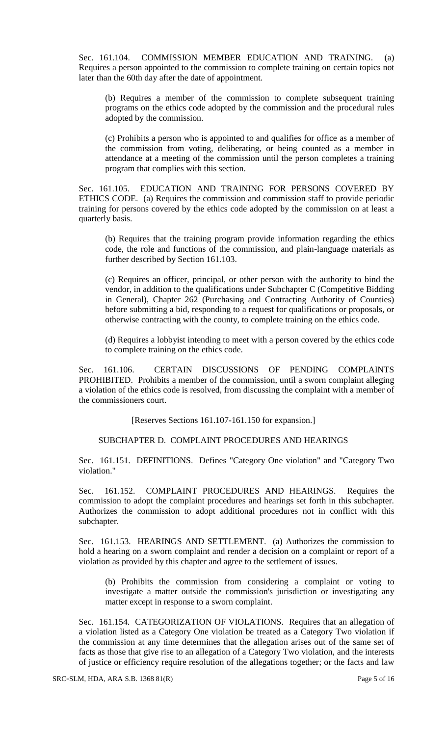Sec. 161.104. COMMISSION MEMBER EDUCATION AND TRAINING. (a) Requires a person appointed to the commission to complete training on certain topics not later than the 60th day after the date of appointment.

(b) Requires a member of the commission to complete subsequent training programs on the ethics code adopted by the commission and the procedural rules adopted by the commission.

(c) Prohibits a person who is appointed to and qualifies for office as a member of the commission from voting, deliberating, or being counted as a member in attendance at a meeting of the commission until the person completes a training program that complies with this section.

Sec. 161.105. EDUCATION AND TRAINING FOR PERSONS COVERED BY ETHICS CODE. (a) Requires the commission and commission staff to provide periodic training for persons covered by the ethics code adopted by the commission on at least a quarterly basis.

(b) Requires that the training program provide information regarding the ethics code, the role and functions of the commission, and plain-language materials as further described by Section 161.103.

(c) Requires an officer, principal, or other person with the authority to bind the vendor, in addition to the qualifications under Subchapter C (Competitive Bidding in General), Chapter 262 (Purchasing and Contracting Authority of Counties) before submitting a bid, responding to a request for qualifications or proposals, or otherwise contracting with the county, to complete training on the ethics code.

(d) Requires a lobbyist intending to meet with a person covered by the ethics code to complete training on the ethics code.

Sec. 161.106. CERTAIN DISCUSSIONS OF PENDING COMPLAINTS PROHIBITED. Prohibits a member of the commission, until a sworn complaint alleging a violation of the ethics code is resolved, from discussing the complaint with a member of the commissioners court.

[Reserves Sections 161.107-161.150 for expansion.]

SUBCHAPTER D. COMPLAINT PROCEDURES AND HEARINGS

Sec. 161.151. DEFINITIONS. Defines "Category One violation" and "Category Two violation."

Sec. 161.152. COMPLAINT PROCEDURES AND HEARINGS. Requires the commission to adopt the complaint procedures and hearings set forth in this subchapter. Authorizes the commission to adopt additional procedures not in conflict with this subchapter.

Sec. 161.153. HEARINGS AND SETTLEMENT. (a) Authorizes the commission to hold a hearing on a sworn complaint and render a decision on a complaint or report of a violation as provided by this chapter and agree to the settlement of issues.

(b) Prohibits the commission from considering a complaint or voting to investigate a matter outside the commission's jurisdiction or investigating any matter except in response to a sworn complaint.

Sec. 161.154. CATEGORIZATION OF VIOLATIONS. Requires that an allegation of a violation listed as a Category One violation be treated as a Category Two violation if the commission at any time determines that the allegation arises out of the same set of facts as those that give rise to an allegation of a Category Two violation, and the interests of justice or efficiency require resolution of the allegations together; or the facts and law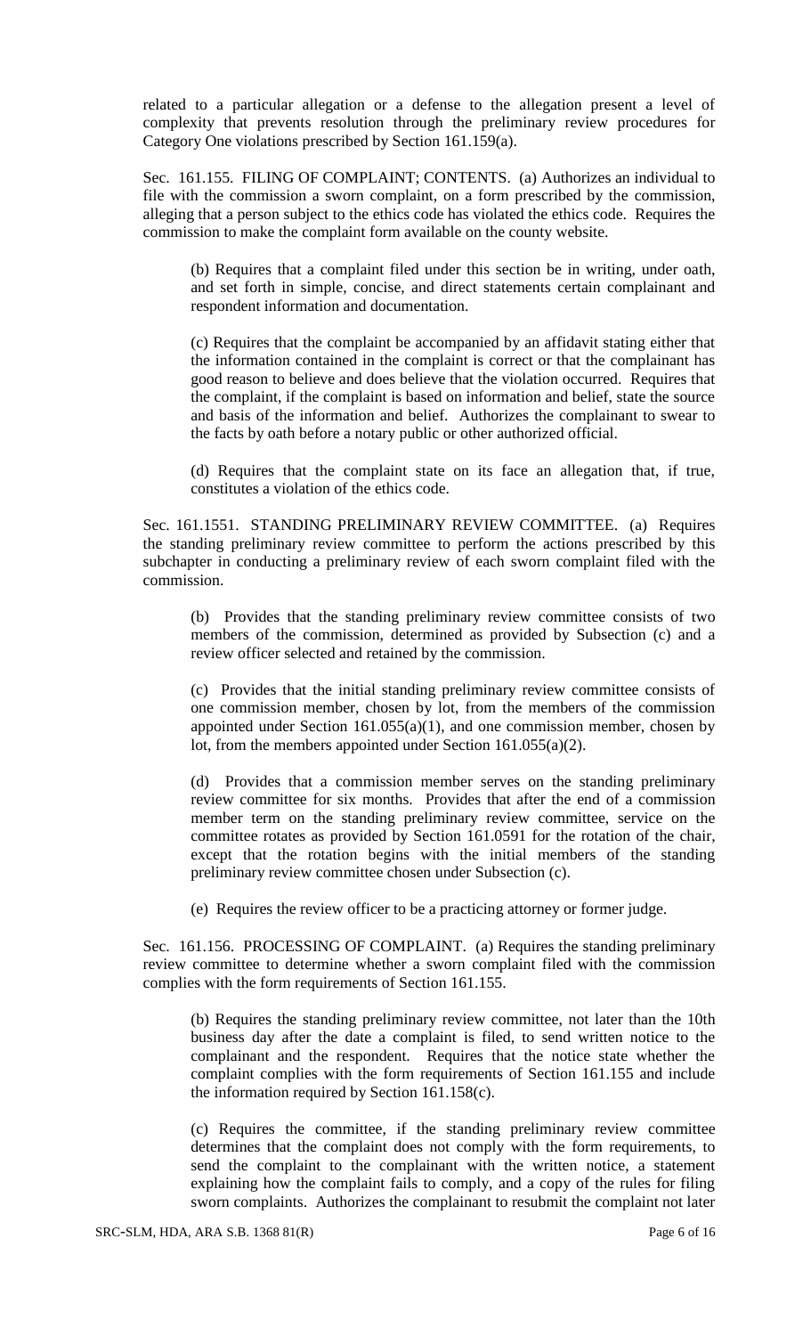related to a particular allegation or a defense to the allegation present a level of complexity that prevents resolution through the preliminary review procedures for Category One violations prescribed by Section 161.159(a).

Sec. 161.155. FILING OF COMPLAINT; CONTENTS. (a) Authorizes an individual to file with the commission a sworn complaint, on a form prescribed by the commission, alleging that a person subject to the ethics code has violated the ethics code. Requires the commission to make the complaint form available on the county website.

(b) Requires that a complaint filed under this section be in writing, under oath, and set forth in simple, concise, and direct statements certain complainant and respondent information and documentation.

(c) Requires that the complaint be accompanied by an affidavit stating either that the information contained in the complaint is correct or that the complainant has good reason to believe and does believe that the violation occurred. Requires that the complaint, if the complaint is based on information and belief, state the source and basis of the information and belief. Authorizes the complainant to swear to the facts by oath before a notary public or other authorized official.

(d) Requires that the complaint state on its face an allegation that, if true, constitutes a violation of the ethics code.

Sec. 161.1551. STANDING PRELIMINARY REVIEW COMMITTEE. (a) Requires the standing preliminary review committee to perform the actions prescribed by this subchapter in conducting a preliminary review of each sworn complaint filed with the commission.

(b) Provides that the standing preliminary review committee consists of two members of the commission, determined as provided by Subsection (c) and a review officer selected and retained by the commission.

(c) Provides that the initial standing preliminary review committee consists of one commission member, chosen by lot, from the members of the commission appointed under Section 161.055(a)(1), and one commission member, chosen by lot, from the members appointed under Section 161.055(a)(2).

(d) Provides that a commission member serves on the standing preliminary review committee for six months. Provides that after the end of a commission member term on the standing preliminary review committee, service on the committee rotates as provided by Section 161.0591 for the rotation of the chair, except that the rotation begins with the initial members of the standing preliminary review committee chosen under Subsection (c).

(e) Requires the review officer to be a practicing attorney or former judge.

Sec. 161.156. PROCESSING OF COMPLAINT. (a) Requires the standing preliminary review committee to determine whether a sworn complaint filed with the commission complies with the form requirements of Section 161.155.

(b) Requires the standing preliminary review committee, not later than the 10th business day after the date a complaint is filed, to send written notice to the complainant and the respondent. Requires that the notice state whether the complaint complies with the form requirements of Section 161.155 and include the information required by Section 161.158(c).

(c) Requires the committee, if the standing preliminary review committee determines that the complaint does not comply with the form requirements, to send the complaint to the complainant with the written notice, a statement explaining how the complaint fails to comply, and a copy of the rules for filing sworn complaints. Authorizes the complainant to resubmit the complaint not later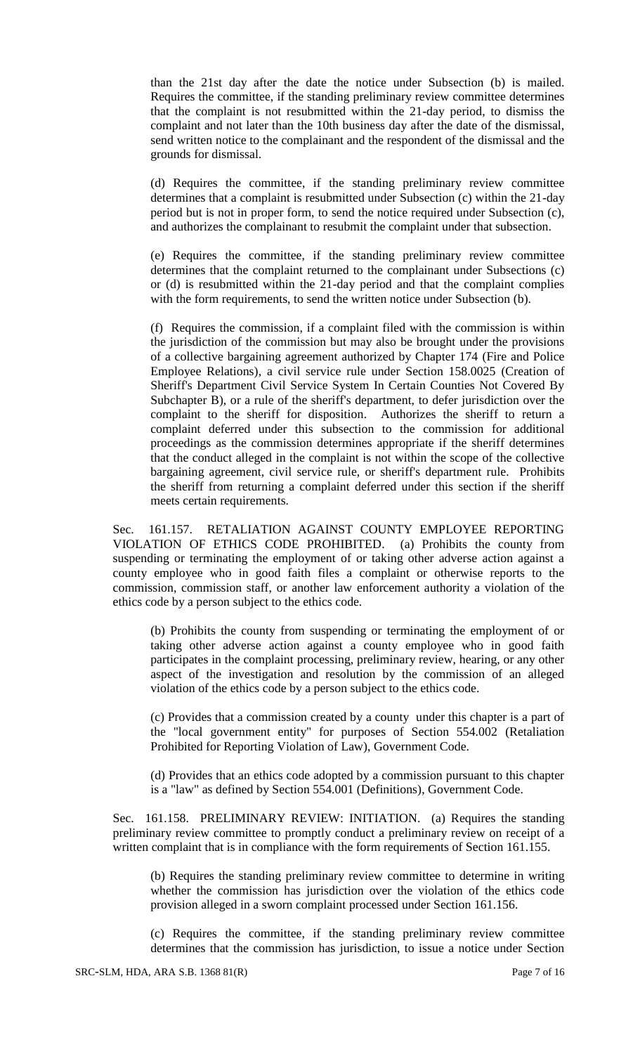than the 21st day after the date the notice under Subsection (b) is mailed. Requires the committee, if the standing preliminary review committee determines that the complaint is not resubmitted within the 21-day period, to dismiss the complaint and not later than the 10th business day after the date of the dismissal, send written notice to the complainant and the respondent of the dismissal and the grounds for dismissal.

(d) Requires the committee, if the standing preliminary review committee determines that a complaint is resubmitted under Subsection (c) within the 21-day period but is not in proper form, to send the notice required under Subsection (c), and authorizes the complainant to resubmit the complaint under that subsection.

(e) Requires the committee, if the standing preliminary review committee determines that the complaint returned to the complainant under Subsections (c) or (d) is resubmitted within the 21-day period and that the complaint complies with the form requirements, to send the written notice under Subsection (b).

(f) Requires the commission, if a complaint filed with the commission is within the jurisdiction of the commission but may also be brought under the provisions of a collective bargaining agreement authorized by Chapter 174 (Fire and Police Employee Relations), a civil service rule under Section 158.0025 (Creation of Sheriff's Department Civil Service System In Certain Counties Not Covered By Subchapter B), or a rule of the sheriff's department, to defer jurisdiction over the complaint to the sheriff for disposition. Authorizes the sheriff to return a complaint deferred under this subsection to the commission for additional proceedings as the commission determines appropriate if the sheriff determines that the conduct alleged in the complaint is not within the scope of the collective bargaining agreement, civil service rule, or sheriff's department rule. Prohibits the sheriff from returning a complaint deferred under this section if the sheriff meets certain requirements.

Sec. 161.157. RETALIATION AGAINST COUNTY EMPLOYEE REPORTING VIOLATION OF ETHICS CODE PROHIBITED. (a) Prohibits the county from suspending or terminating the employment of or taking other adverse action against a county employee who in good faith files a complaint or otherwise reports to the commission, commission staff, or another law enforcement authority a violation of the ethics code by a person subject to the ethics code.

(b) Prohibits the county from suspending or terminating the employment of or taking other adverse action against a county employee who in good faith participates in the complaint processing, preliminary review, hearing, or any other aspect of the investigation and resolution by the commission of an alleged violation of the ethics code by a person subject to the ethics code.

(c) Provides that a commission created by a county under this chapter is a part of the "local government entity" for purposes of Section 554.002 (Retaliation Prohibited for Reporting Violation of Law), Government Code.

(d) Provides that an ethics code adopted by a commission pursuant to this chapter is a "law" as defined by Section 554.001 (Definitions), Government Code.

Sec. 161.158. PRELIMINARY REVIEW: INITIATION. (a) Requires the standing preliminary review committee to promptly conduct a preliminary review on receipt of a written complaint that is in compliance with the form requirements of Section 161.155.

(b) Requires the standing preliminary review committee to determine in writing whether the commission has jurisdiction over the violation of the ethics code provision alleged in a sworn complaint processed under Section 161.156.

(c) Requires the committee, if the standing preliminary review committee determines that the commission has jurisdiction, to issue a notice under Section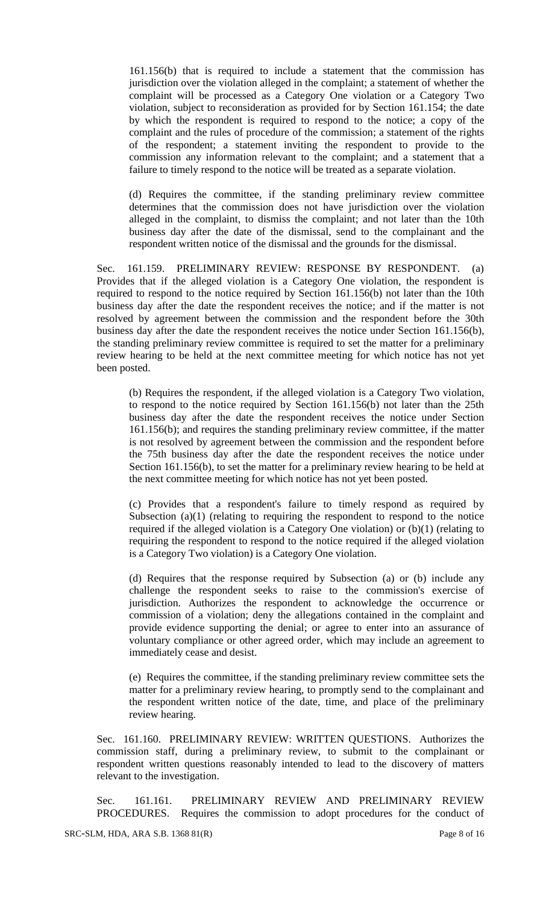161.156(b) that is required to include a statement that the commission has jurisdiction over the violation alleged in the complaint; a statement of whether the complaint will be processed as a Category One violation or a Category Two violation, subject to reconsideration as provided for by Section 161.154; the date by which the respondent is required to respond to the notice; a copy of the complaint and the rules of procedure of the commission; a statement of the rights of the respondent; a statement inviting the respondent to provide to the commission any information relevant to the complaint; and a statement that a failure to timely respond to the notice will be treated as a separate violation.

(d) Requires the committee, if the standing preliminary review committee determines that the commission does not have jurisdiction over the violation alleged in the complaint, to dismiss the complaint; and not later than the 10th business day after the date of the dismissal, send to the complainant and the respondent written notice of the dismissal and the grounds for the dismissal.

Sec. 161.159. PRELIMINARY REVIEW: RESPONSE BY RESPONDENT. (a) Provides that if the alleged violation is a Category One violation, the respondent is required to respond to the notice required by Section 161.156(b) not later than the 10th business day after the date the respondent receives the notice; and if the matter is not resolved by agreement between the commission and the respondent before the 30th business day after the date the respondent receives the notice under Section 161.156(b), the standing preliminary review committee is required to set the matter for a preliminary review hearing to be held at the next committee meeting for which notice has not yet been posted.

(b) Requires the respondent, if the alleged violation is a Category Two violation, to respond to the notice required by Section 161.156(b) not later than the 25th business day after the date the respondent receives the notice under Section 161.156(b); and requires the standing preliminary review committee, if the matter is not resolved by agreement between the commission and the respondent before the 75th business day after the date the respondent receives the notice under Section 161.156(b), to set the matter for a preliminary review hearing to be held at the next committee meeting for which notice has not yet been posted.

(c) Provides that a respondent's failure to timely respond as required by Subsection (a)(1) (relating to requiring the respondent to respond to the notice required if the alleged violation is a Category One violation) or (b)(1) (relating to requiring the respondent to respond to the notice required if the alleged violation is a Category Two violation) is a Category One violation.

(d) Requires that the response required by Subsection (a) or (b) include any challenge the respondent seeks to raise to the commission's exercise of jurisdiction. Authorizes the respondent to acknowledge the occurrence or commission of a violation; deny the allegations contained in the complaint and provide evidence supporting the denial; or agree to enter into an assurance of voluntary compliance or other agreed order, which may include an agreement to immediately cease and desist.

(e) Requires the committee, if the standing preliminary review committee sets the matter for a preliminary review hearing, to promptly send to the complainant and the respondent written notice of the date, time, and place of the preliminary review hearing.

Sec. 161.160. PRELIMINARY REVIEW: WRITTEN QUESTIONS. Authorizes the commission staff, during a preliminary review, to submit to the complainant or respondent written questions reasonably intended to lead to the discovery of matters relevant to the investigation.

Sec. 161.161. PRELIMINARY REVIEW AND PRELIMINARY REVIEW PROCEDURES. Requires the commission to adopt procedures for the conduct of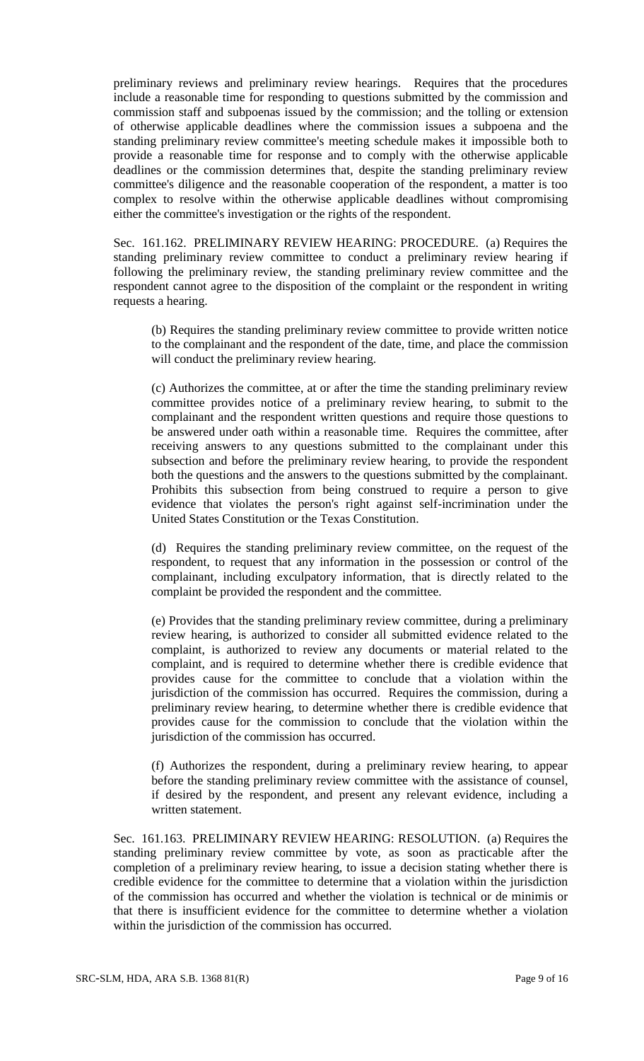preliminary reviews and preliminary review hearings. Requires that the procedures include a reasonable time for responding to questions submitted by the commission and commission staff and subpoenas issued by the commission; and the tolling or extension of otherwise applicable deadlines where the commission issues a subpoena and the standing preliminary review committee's meeting schedule makes it impossible both to provide a reasonable time for response and to comply with the otherwise applicable deadlines or the commission determines that, despite the standing preliminary review committee's diligence and the reasonable cooperation of the respondent, a matter is too complex to resolve within the otherwise applicable deadlines without compromising either the committee's investigation or the rights of the respondent.

Sec. 161.162. PRELIMINARY REVIEW HEARING: PROCEDURE. (a) Requires the standing preliminary review committee to conduct a preliminary review hearing if following the preliminary review, the standing preliminary review committee and the respondent cannot agree to the disposition of the complaint or the respondent in writing requests a hearing.

(b) Requires the standing preliminary review committee to provide written notice to the complainant and the respondent of the date, time, and place the commission will conduct the preliminary review hearing.

(c) Authorizes the committee, at or after the time the standing preliminary review committee provides notice of a preliminary review hearing, to submit to the complainant and the respondent written questions and require those questions to be answered under oath within a reasonable time. Requires the committee, after receiving answers to any questions submitted to the complainant under this subsection and before the preliminary review hearing, to provide the respondent both the questions and the answers to the questions submitted by the complainant. Prohibits this subsection from being construed to require a person to give evidence that violates the person's right against self-incrimination under the United States Constitution or the Texas Constitution.

(d) Requires the standing preliminary review committee, on the request of the respondent, to request that any information in the possession or control of the complainant, including exculpatory information, that is directly related to the complaint be provided the respondent and the committee.

(e) Provides that the standing preliminary review committee, during a preliminary review hearing, is authorized to consider all submitted evidence related to the complaint, is authorized to review any documents or material related to the complaint, and is required to determine whether there is credible evidence that provides cause for the committee to conclude that a violation within the jurisdiction of the commission has occurred. Requires the commission, during a preliminary review hearing, to determine whether there is credible evidence that provides cause for the commission to conclude that the violation within the jurisdiction of the commission has occurred.

(f) Authorizes the respondent, during a preliminary review hearing, to appear before the standing preliminary review committee with the assistance of counsel, if desired by the respondent, and present any relevant evidence, including a written statement.

Sec. 161.163. PRELIMINARY REVIEW HEARING: RESOLUTION. (a) Requires the standing preliminary review committee by vote, as soon as practicable after the completion of a preliminary review hearing, to issue a decision stating whether there is credible evidence for the committee to determine that a violation within the jurisdiction of the commission has occurred and whether the violation is technical or de minimis or that there is insufficient evidence for the committee to determine whether a violation within the jurisdiction of the commission has occurred.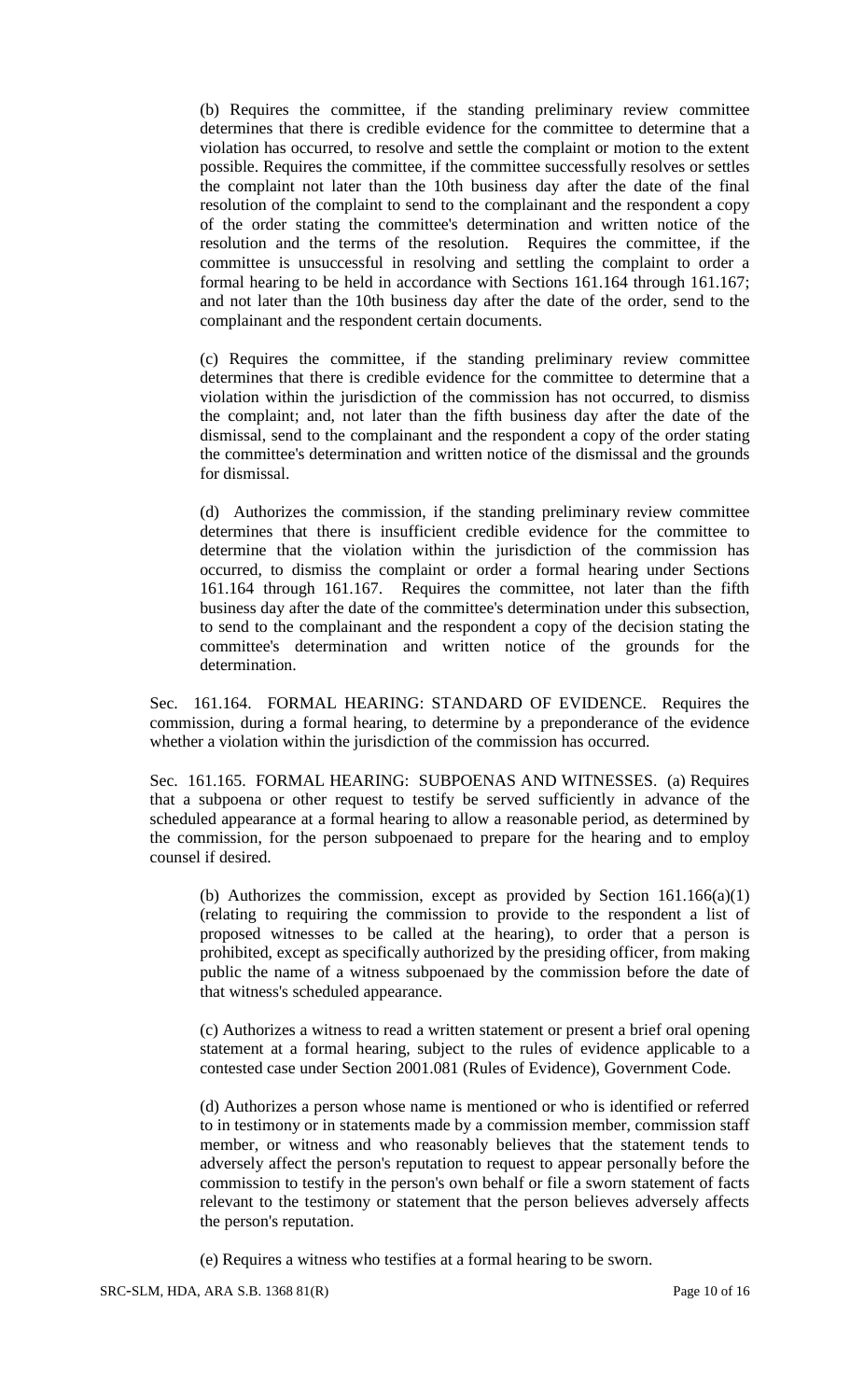(b) Requires the committee, if the standing preliminary review committee determines that there is credible evidence for the committee to determine that a violation has occurred, to resolve and settle the complaint or motion to the extent possible. Requires the committee, if the committee successfully resolves or settles the complaint not later than the 10th business day after the date of the final resolution of the complaint to send to the complainant and the respondent a copy of the order stating the committee's determination and written notice of the resolution and the terms of the resolution. Requires the committee, if the committee is unsuccessful in resolving and settling the complaint to order a formal hearing to be held in accordance with Sections 161.164 through 161.167; and not later than the 10th business day after the date of the order, send to the complainant and the respondent certain documents.

(c) Requires the committee, if the standing preliminary review committee determines that there is credible evidence for the committee to determine that a violation within the jurisdiction of the commission has not occurred, to dismiss the complaint; and, not later than the fifth business day after the date of the dismissal, send to the complainant and the respondent a copy of the order stating the committee's determination and written notice of the dismissal and the grounds for dismissal.

(d) Authorizes the commission, if the standing preliminary review committee determines that there is insufficient credible evidence for the committee to determine that the violation within the jurisdiction of the commission has occurred, to dismiss the complaint or order a formal hearing under Sections 161.164 through 161.167. Requires the committee, not later than the fifth business day after the date of the committee's determination under this subsection, to send to the complainant and the respondent a copy of the decision stating the committee's determination and written notice of the grounds for the determination.

Sec. 161.164. FORMAL HEARING: STANDARD OF EVIDENCE. Requires the commission, during a formal hearing, to determine by a preponderance of the evidence whether a violation within the jurisdiction of the commission has occurred.

Sec. 161.165. FORMAL HEARING: SUBPOENAS AND WITNESSES. (a) Requires that a subpoena or other request to testify be served sufficiently in advance of the scheduled appearance at a formal hearing to allow a reasonable period, as determined by the commission, for the person subpoenaed to prepare for the hearing and to employ counsel if desired.

(b) Authorizes the commission, except as provided by Section 161.166(a)(1) (relating to requiring the commission to provide to the respondent a list of proposed witnesses to be called at the hearing), to order that a person is prohibited, except as specifically authorized by the presiding officer, from making public the name of a witness subpoenaed by the commission before the date of that witness's scheduled appearance.

(c) Authorizes a witness to read a written statement or present a brief oral opening statement at a formal hearing, subject to the rules of evidence applicable to a contested case under Section 2001.081 (Rules of Evidence), Government Code.

(d) Authorizes a person whose name is mentioned or who is identified or referred to in testimony or in statements made by a commission member, commission staff member, or witness and who reasonably believes that the statement tends to adversely affect the person's reputation to request to appear personally before the commission to testify in the person's own behalf or file a sworn statement of facts relevant to the testimony or statement that the person believes adversely affects the person's reputation.

(e) Requires a witness who testifies at a formal hearing to be sworn.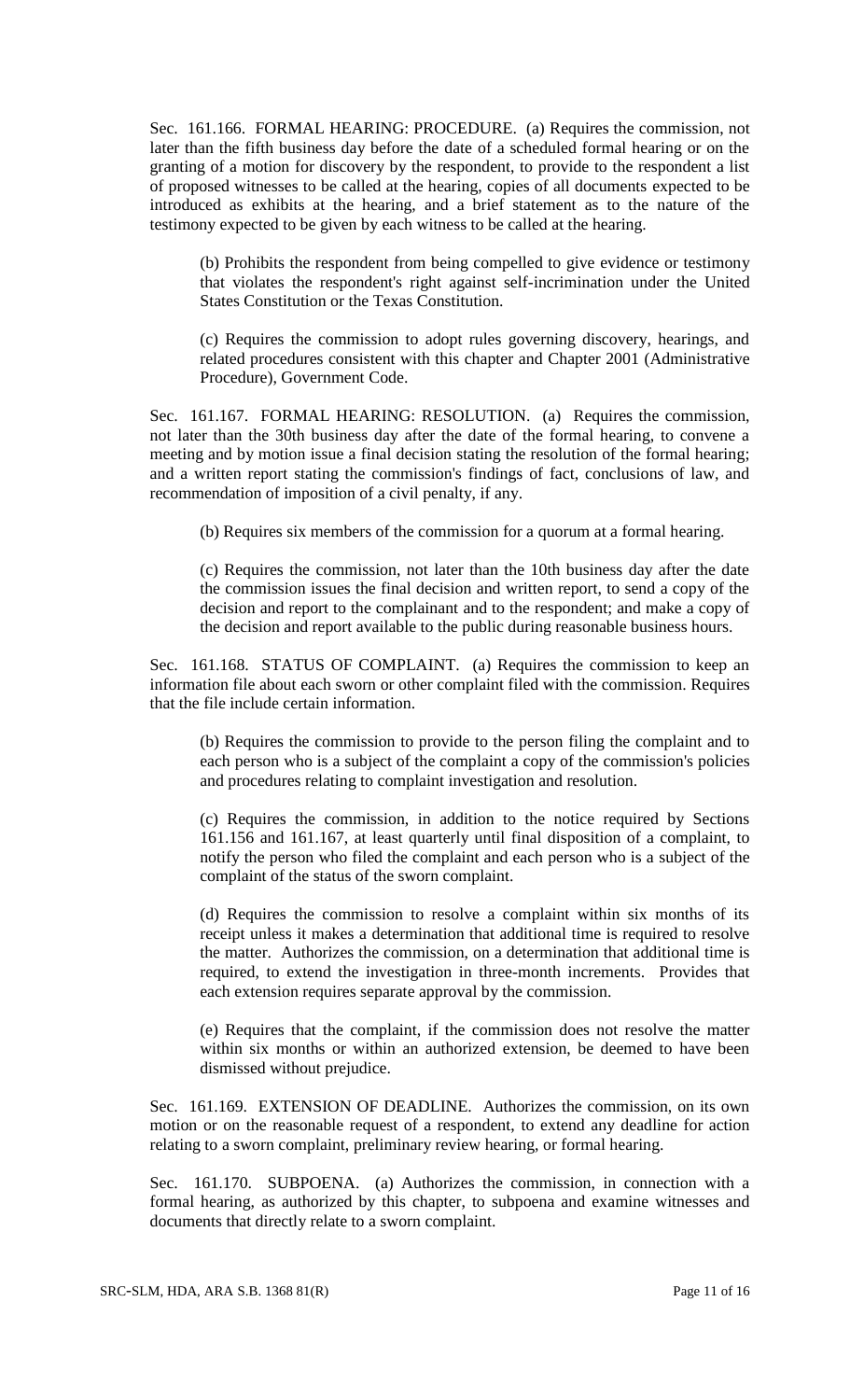Sec. 161.166. FORMAL HEARING: PROCEDURE. (a) Requires the commission, not later than the fifth business day before the date of a scheduled formal hearing or on the granting of a motion for discovery by the respondent, to provide to the respondent a list of proposed witnesses to be called at the hearing, copies of all documents expected to be introduced as exhibits at the hearing, and a brief statement as to the nature of the testimony expected to be given by each witness to be called at the hearing.

(b) Prohibits the respondent from being compelled to give evidence or testimony that violates the respondent's right against self-incrimination under the United States Constitution or the Texas Constitution.

(c) Requires the commission to adopt rules governing discovery, hearings, and related procedures consistent with this chapter and Chapter 2001 (Administrative Procedure), Government Code.

Sec. 161.167. FORMAL HEARING: RESOLUTION. (a) Requires the commission, not later than the 30th business day after the date of the formal hearing, to convene a meeting and by motion issue a final decision stating the resolution of the formal hearing; and a written report stating the commission's findings of fact, conclusions of law, and recommendation of imposition of a civil penalty, if any.

(b) Requires six members of the commission for a quorum at a formal hearing.

(c) Requires the commission, not later than the 10th business day after the date the commission issues the final decision and written report, to send a copy of the decision and report to the complainant and to the respondent; and make a copy of the decision and report available to the public during reasonable business hours.

Sec. 161.168. STATUS OF COMPLAINT. (a) Requires the commission to keep an information file about each sworn or other complaint filed with the commission. Requires that the file include certain information.

(b) Requires the commission to provide to the person filing the complaint and to each person who is a subject of the complaint a copy of the commission's policies and procedures relating to complaint investigation and resolution.

(c) Requires the commission, in addition to the notice required by Sections 161.156 and 161.167, at least quarterly until final disposition of a complaint, to notify the person who filed the complaint and each person who is a subject of the complaint of the status of the sworn complaint.

(d) Requires the commission to resolve a complaint within six months of its receipt unless it makes a determination that additional time is required to resolve the matter. Authorizes the commission, on a determination that additional time is required, to extend the investigation in three-month increments. Provides that each extension requires separate approval by the commission.

(e) Requires that the complaint, if the commission does not resolve the matter within six months or within an authorized extension, be deemed to have been dismissed without prejudice.

Sec. 161.169. EXTENSION OF DEADLINE. Authorizes the commission, on its own motion or on the reasonable request of a respondent, to extend any deadline for action relating to a sworn complaint, preliminary review hearing, or formal hearing.

Sec. 161.170. SUBPOENA. (a) Authorizes the commission, in connection with a formal hearing, as authorized by this chapter, to subpoena and examine witnesses and documents that directly relate to a sworn complaint.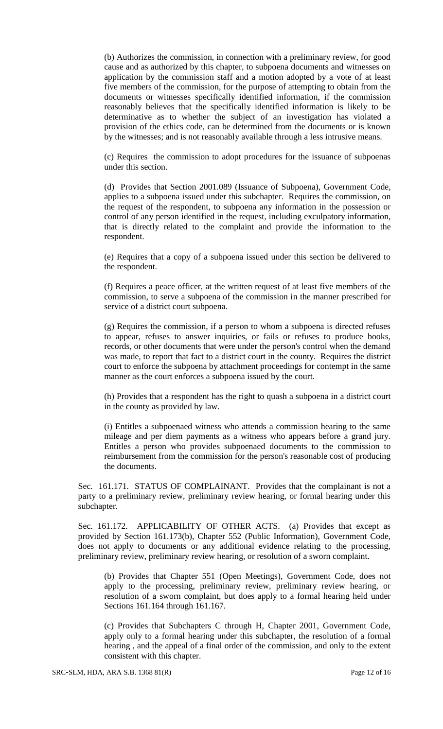(b) Authorizes the commission, in connection with a preliminary review, for good cause and as authorized by this chapter, to subpoena documents and witnesses on application by the commission staff and a motion adopted by a vote of at least five members of the commission, for the purpose of attempting to obtain from the documents or witnesses specifically identified information, if the commission reasonably believes that the specifically identified information is likely to be determinative as to whether the subject of an investigation has violated a provision of the ethics code, can be determined from the documents or is known by the witnesses; and is not reasonably available through a less intrusive means.

(c) Requires the commission to adopt procedures for the issuance of subpoenas under this section.

(d) Provides that Section 2001.089 (Issuance of Subpoena), Government Code, applies to a subpoena issued under this subchapter. Requires the commission, on the request of the respondent, to subpoena any information in the possession or control of any person identified in the request, including exculpatory information, that is directly related to the complaint and provide the information to the respondent.

(e) Requires that a copy of a subpoena issued under this section be delivered to the respondent.

(f) Requires a peace officer, at the written request of at least five members of the commission, to serve a subpoena of the commission in the manner prescribed for service of a district court subpoena.

(g) Requires the commission, if a person to whom a subpoena is directed refuses to appear, refuses to answer inquiries, or fails or refuses to produce books, records, or other documents that were under the person's control when the demand was made, to report that fact to a district court in the county. Requires the district court to enforce the subpoena by attachment proceedings for contempt in the same manner as the court enforces a subpoena issued by the court.

(h) Provides that a respondent has the right to quash a subpoena in a district court in the county as provided by law.

(i) Entitles a subpoenaed witness who attends a commission hearing to the same mileage and per diem payments as a witness who appears before a grand jury. Entitles a person who provides subpoenaed documents to the commission to reimbursement from the commission for the person's reasonable cost of producing the documents.

Sec. 161.171. STATUS OF COMPLAINANT. Provides that the complainant is not a party to a preliminary review, preliminary review hearing, or formal hearing under this subchapter.

Sec. 161.172. APPLICABILITY OF OTHER ACTS. (a) Provides that except as provided by Section 161.173(b), Chapter 552 (Public Information), Government Code, does not apply to documents or any additional evidence relating to the processing, preliminary review, preliminary review hearing, or resolution of a sworn complaint.

(b) Provides that Chapter 551 (Open Meetings), Government Code, does not apply to the processing, preliminary review, preliminary review hearing, or resolution of a sworn complaint, but does apply to a formal hearing held under Sections 161.164 through 161.167.

(c) Provides that Subchapters C through H, Chapter 2001, Government Code, apply only to a formal hearing under this subchapter, the resolution of a formal hearing , and the appeal of a final order of the commission, and only to the extent consistent with this chapter.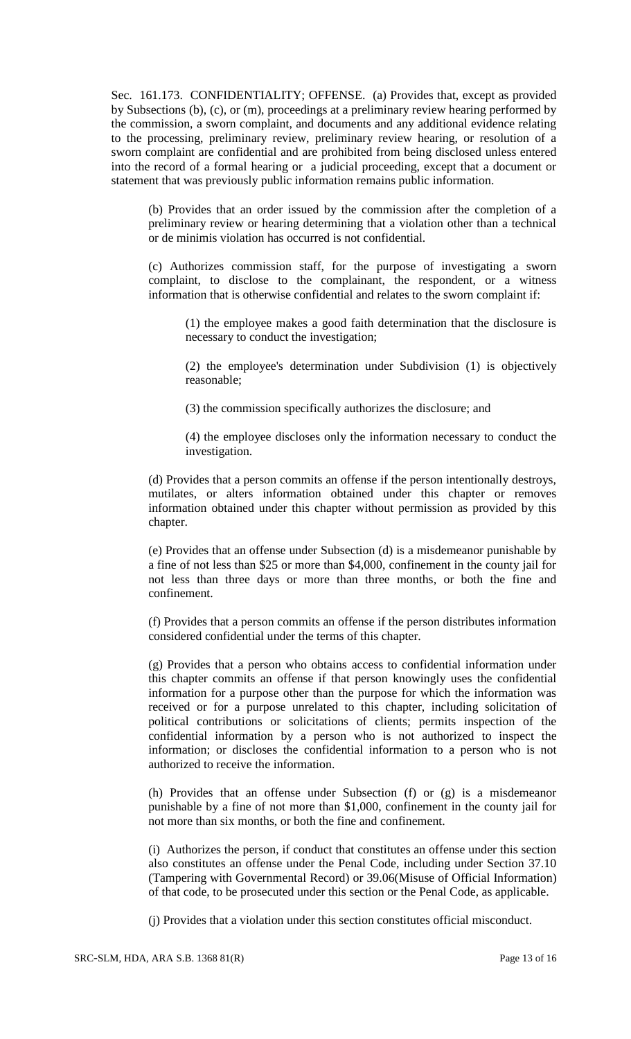Sec. 161.173. CONFIDENTIALITY; OFFENSE. (a) Provides that, except as provided by Subsections (b), (c), or (m), proceedings at a preliminary review hearing performed by the commission, a sworn complaint, and documents and any additional evidence relating to the processing, preliminary review, preliminary review hearing, or resolution of a sworn complaint are confidential and are prohibited from being disclosed unless entered into the record of a formal hearing or a judicial proceeding, except that a document or statement that was previously public information remains public information.

(b) Provides that an order issued by the commission after the completion of a preliminary review or hearing determining that a violation other than a technical or de minimis violation has occurred is not confidential.

(c) Authorizes commission staff, for the purpose of investigating a sworn complaint, to disclose to the complainant, the respondent, or a witness information that is otherwise confidential and relates to the sworn complaint if:

(1) the employee makes a good faith determination that the disclosure is necessary to conduct the investigation;

(2) the employee's determination under Subdivision (1) is objectively reasonable;

(3) the commission specifically authorizes the disclosure; and

(4) the employee discloses only the information necessary to conduct the investigation.

(d) Provides that a person commits an offense if the person intentionally destroys, mutilates, or alters information obtained under this chapter or removes information obtained under this chapter without permission as provided by this chapter.

(e) Provides that an offense under Subsection (d) is a misdemeanor punishable by a fine of not less than $25 or more than $4,000, confinement in the county jail for not less than three days or more than three months, or both the fine and confinement.

(f) Provides that a person commits an offense if the person distributes information considered confidential under the terms of this chapter.

(g) Provides that a person who obtains access to confidential information under this chapter commits an offense if that person knowingly uses the confidential information for a purpose other than the purpose for which the information was received or for a purpose unrelated to this chapter, including solicitation of political contributions or solicitations of clients; permits inspection of the confidential information by a person who is not authorized to inspect the information; or discloses the confidential information to a person who is not authorized to receive the information.

(h) Provides that an offense under Subsection (f) or (g) is a misdemeanor punishable by a fine of not more than $1,000, confinement in the county jail for not more than six months, or both the fine and confinement.

(i) Authorizes the person, if conduct that constitutes an offense under this section also constitutes an offense under the Penal Code, including under Section 37.10 (Tampering with Governmental Record) or 39.06(Misuse of Official Information) of that code, to be prosecuted under this section or the Penal Code, as applicable.

(j) Provides that a violation under this section constitutes official misconduct.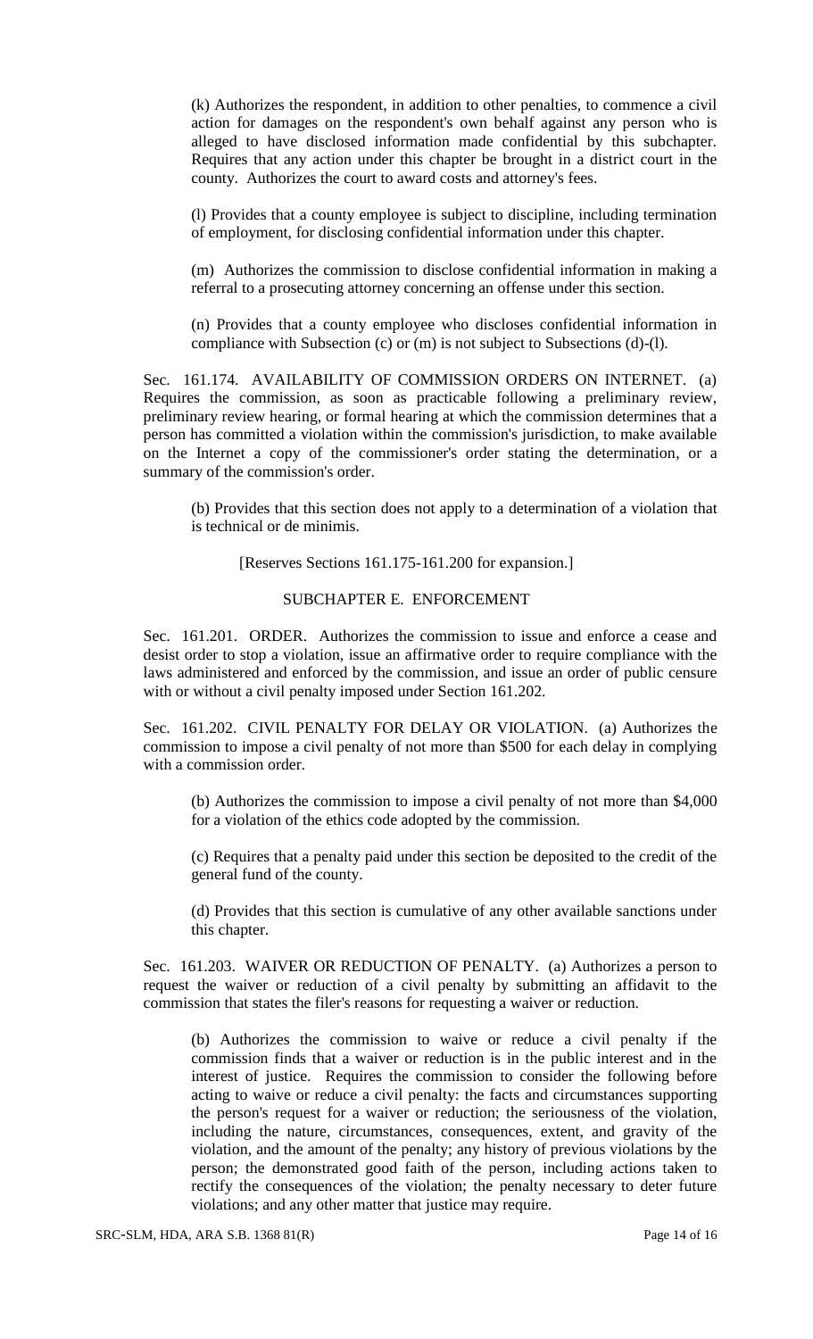(k) Authorizes the respondent, in addition to other penalties, to commence a civil action for damages on the respondent's own behalf against any person who is alleged to have disclosed information made confidential by this subchapter. Requires that any action under this chapter be brought in a district court in the county. Authorizes the court to award costs and attorney's fees.

(l) Provides that a county employee is subject to discipline, including termination of employment, for disclosing confidential information under this chapter.

(m) Authorizes the commission to disclose confidential information in making a referral to a prosecuting attorney concerning an offense under this section.

(n) Provides that a county employee who discloses confidential information in compliance with Subsection (c) or (m) is not subject to Subsections (d)-(l).

Sec. 161.174. AVAILABILITY OF COMMISSION ORDERS ON INTERNET. (a) Requires the commission, as soon as practicable following a preliminary review, preliminary review hearing, or formal hearing at which the commission determines that a person has committed a violation within the commission's jurisdiction, to make available on the Internet a copy of the commissioner's order stating the determination, or a summary of the commission's order.

(b) Provides that this section does not apply to a determination of a violation that is technical or de minimis.

[Reserves Sections 161.175-161.200 for expansion.]

SUBCHAPTER E. ENFORCEMENT

Sec. 161.201. ORDER. Authorizes the commission to issue and enforce a cease and desist order to stop a violation, issue an affirmative order to require compliance with the laws administered and enforced by the commission, and issue an order of public censure with or without a civil penalty imposed under Section 161.202.

Sec. 161.202. CIVIL PENALTY FOR DELAY OR VIOLATION. (a) Authorizes the commission to impose a civil penalty of not more than $500 for each delay in complying with a commission order.

(b) Authorizes the commission to impose a civil penalty of not more than $4,000 for a violation of the ethics code adopted by the commission.

(c) Requires that a penalty paid under this section be deposited to the credit of the general fund of the county.

(d) Provides that this section is cumulative of any other available sanctions under this chapter.

Sec. 161.203. WAIVER OR REDUCTION OF PENALTY. (a) Authorizes a person to request the waiver or reduction of a civil penalty by submitting an affidavit to the commission that states the filer's reasons for requesting a waiver or reduction.

(b) Authorizes the commission to waive or reduce a civil penalty if the commission finds that a waiver or reduction is in the public interest and in the interest of justice. Requires the commission to consider the following before acting to waive or reduce a civil penalty: the facts and circumstances supporting the person's request for a waiver or reduction; the seriousness of the violation, including the nature, circumstances, consequences, extent, and gravity of the violation, and the amount of the penalty; any history of previous violations by the person; the demonstrated good faith of the person, including actions taken to rectify the consequences of the violation; the penalty necessary to deter future violations; and any other matter that justice may require.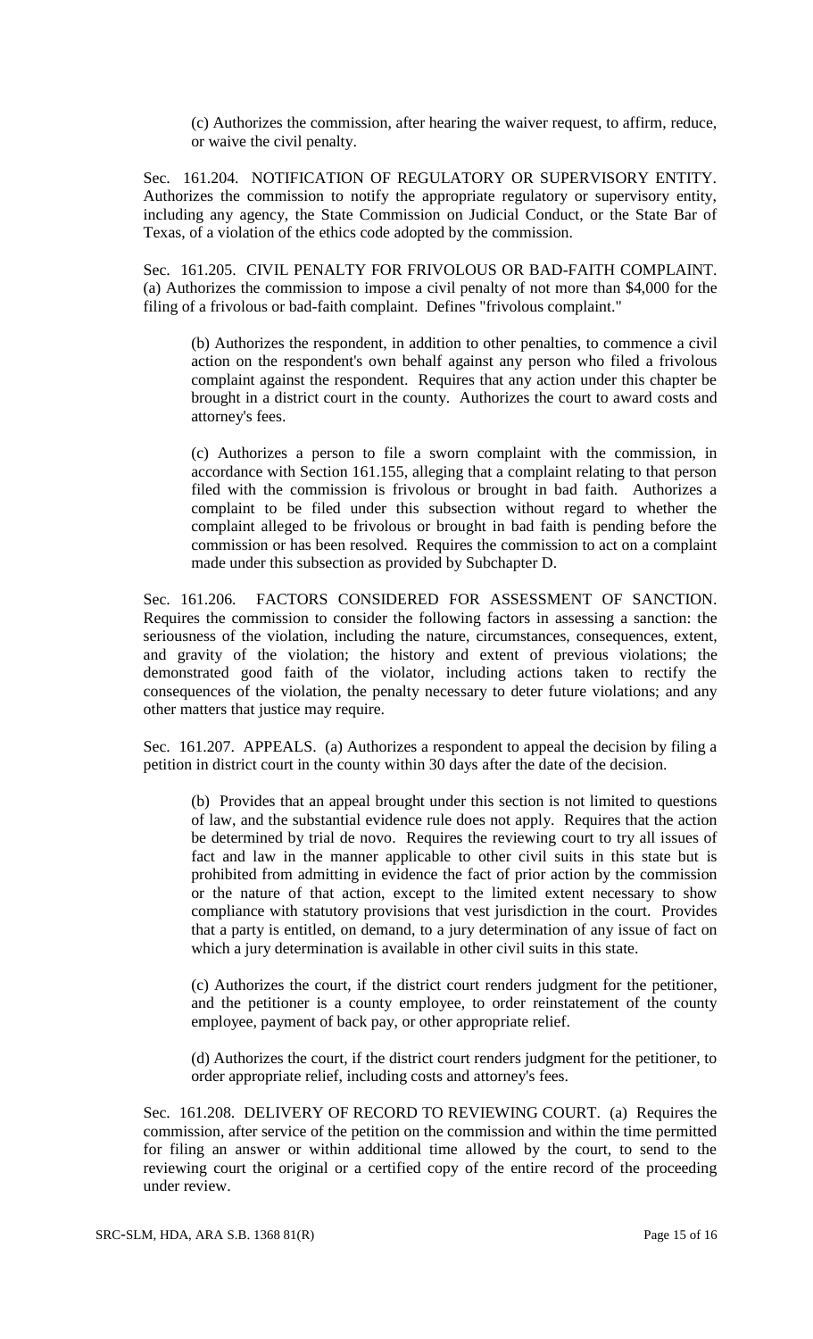(c) Authorizes the commission, after hearing the waiver request, to affirm, reduce, or waive the civil penalty.

Sec. 161.204. NOTIFICATION OF REGULATORY OR SUPERVISORY ENTITY. Authorizes the commission to notify the appropriate regulatory or supervisory entity, including any agency, the State Commission on Judicial Conduct, or the State Bar of Texas, of a violation of the ethics code adopted by the commission.

Sec. 161.205. CIVIL PENALTY FOR FRIVOLOUS OR BAD-FAITH COMPLAINT. (a) Authorizes the commission to impose a civil penalty of not more than $4,000 for the filing of a frivolous or bad-faith complaint. Defines "frivolous complaint."

(b) Authorizes the respondent, in addition to other penalties, to commence a civil action on the respondent's own behalf against any person who filed a frivolous complaint against the respondent. Requires that any action under this chapter be brought in a district court in the county. Authorizes the court to award costs and attorney's fees.

(c) Authorizes a person to file a sworn complaint with the commission, in accordance with Section 161.155, alleging that a complaint relating to that person filed with the commission is frivolous or brought in bad faith. Authorizes a complaint to be filed under this subsection without regard to whether the complaint alleged to be frivolous or brought in bad faith is pending before the commission or has been resolved. Requires the commission to act on a complaint made under this subsection as provided by Subchapter D.

Sec. 161.206. FACTORS CONSIDERED FOR ASSESSMENT OF SANCTION. Requires the commission to consider the following factors in assessing a sanction: the seriousness of the violation, including the nature, circumstances, consequences, extent, and gravity of the violation; the history and extent of previous violations; the demonstrated good faith of the violator, including actions taken to rectify the consequences of the violation, the penalty necessary to deter future violations; and any other matters that justice may require.

Sec. 161.207. APPEALS. (a) Authorizes a respondent to appeal the decision by filing a petition in district court in the county within 30 days after the date of the decision.

(b) Provides that an appeal brought under this section is not limited to questions of law, and the substantial evidence rule does not apply. Requires that the action be determined by trial de novo. Requires the reviewing court to try all issues of fact and law in the manner applicable to other civil suits in this state but is prohibited from admitting in evidence the fact of prior action by the commission or the nature of that action, except to the limited extent necessary to show compliance with statutory provisions that vest jurisdiction in the court. Provides that a party is entitled, on demand, to a jury determination of any issue of fact on which a jury determination is available in other civil suits in this state.

(c) Authorizes the court, if the district court renders judgment for the petitioner, and the petitioner is a county employee, to order reinstatement of the county employee, payment of back pay, or other appropriate relief.

(d) Authorizes the court, if the district court renders judgment for the petitioner, to order appropriate relief, including costs and attorney's fees.

Sec. 161.208. DELIVERY OF RECORD TO REVIEWING COURT. (a) Requires the commission, after service of the petition on the commission and within the time permitted for filing an answer or within additional time allowed by the court, to send to the reviewing court the original or a certified copy of the entire record of the proceeding under review.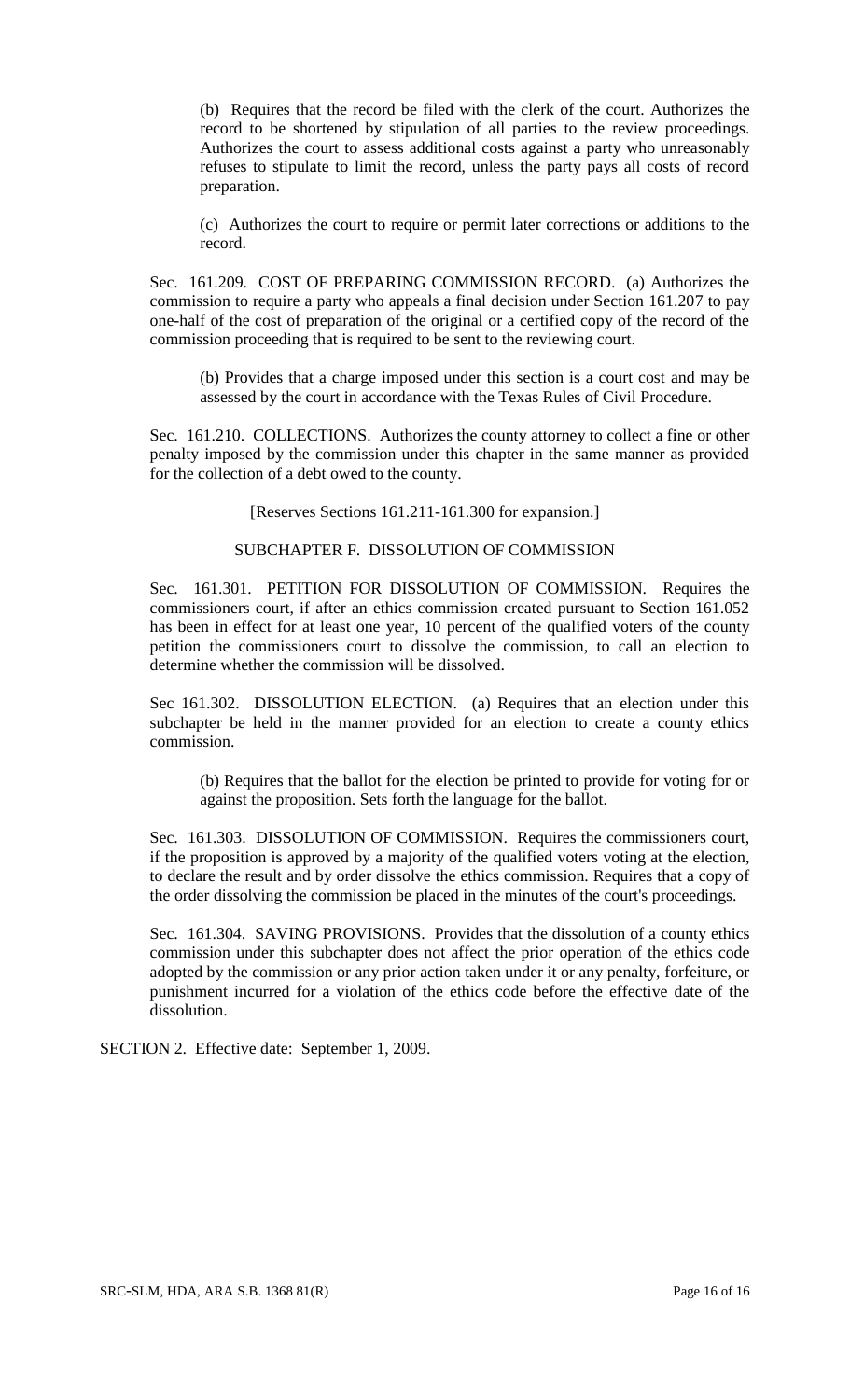(b) Requires that the record be filed with the clerk of the court. Authorizes the record to be shortened by stipulation of all parties to the review proceedings. Authorizes the court to assess additional costs against a party who unreasonably refuses to stipulate to limit the record, unless the party pays all costs of record preparation.

(c) Authorizes the court to require or permit later corrections or additions to the record.

Sec. 161.209. COST OF PREPARING COMMISSION RECORD. (a) Authorizes the commission to require a party who appeals a final decision under Section 161.207 to pay one-half of the cost of preparation of the original or a certified copy of the record of the commission proceeding that is required to be sent to the reviewing court.

(b) Provides that a charge imposed under this section is a court cost and may be assessed by the court in accordance with the Texas Rules of Civil Procedure.

Sec. 161.210. COLLECTIONS. Authorizes the county attorney to collect a fine or other penalty imposed by the commission under this chapter in the same manner as provided for the collection of a debt owed to the county.

[Reserves Sections 161.211-161.300 for expansion.]

SUBCHAPTER F. DISSOLUTION OF COMMISSION

Sec. 161.301. PETITION FOR DISSOLUTION OF COMMISSION. Requires the commissioners court, if after an ethics commission created pursuant to Section 161.052 has been in effect for at least one year, 10 percent of the qualified voters of the county petition the commissioners court to dissolve the commission, to call an election to determine whether the commission will be dissolved.

Sec 161.302. DISSOLUTION ELECTION. (a) Requires that an election under this subchapter be held in the manner provided for an election to create a county ethics commission.

(b) Requires that the ballot for the election be printed to provide for voting for or against the proposition. Sets forth the language for the ballot.

Sec. 161.303. DISSOLUTION OF COMMISSION. Requires the commissioners court, if the proposition is approved by a majority of the qualified voters voting at the election, to declare the result and by order dissolve the ethics commission. Requires that a copy of the order dissolving the commission be placed in the minutes of the court's proceedings.

Sec. 161.304. SAVING PROVISIONS. Provides that the dissolution of a county ethics commission under this subchapter does not affect the prior operation of the ethics code adopted by the commission or any prior action taken under it or any penalty, forfeiture, or punishment incurred for a violation of the ethics code before the effective date of the dissolution.

SECTION 2. Effective date: September 1, 2009.